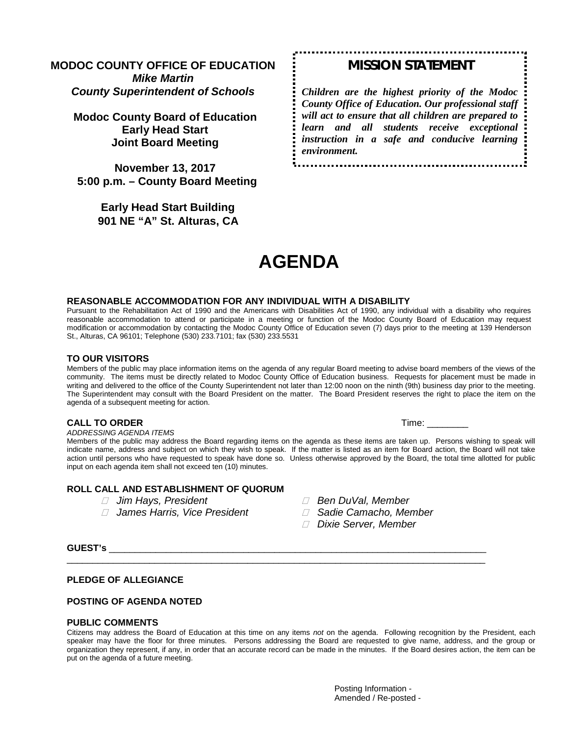**MODOC COUNTY OFFICE OF EDUCATION**
***Mike Martin***
***County Superintendent of Schools***

**Modoc County Board of Education**
**Early Head Start**
**Joint Board Meeting**

**November 13, 2017**
**5:00 p.m. – County Board Meeting**

**Early Head Start Building**
**901 NE "A" St. Alturas, CA**

## MISSION STATEMENT

***Children are the highest priority of the Modoc County Office of Education. Our professional staff will act to ensure that all children are prepared to learn and all students receive exceptional instruction in a safe and conducive learning environment.***

# AGENDA

### REASONABLE ACCOMMODATION FOR ANY INDIVIDUAL WITH A DISABILITY

Pursuant to the Rehabilitation Act of 1990 and the Americans with Disabilities Act of 1990, any individual with a disability who requires reasonable accommodation to attend or participate in a meeting or function of the Modoc County Board of Education may request modification or accommodation by contacting the Modoc County Office of Education seven (7) days prior to the meeting at 139 Henderson St., Alturas, CA 96101; Telephone (530) 233.7101; fax (530) 233.5531

### TO OUR VISITORS

Members of the public may place information items on the agenda of any regular Board meeting to advise board members of the views of the community. The items must be directly related to Modoc County Office of Education business. Requests for placement must be made in writing and delivered to the office of the County Superintendent not later than 12:00 noon on the ninth (9th) business day prior to the meeting. The Superintendent may consult with the Board President on the matter. The Board President reserves the right to place the item on the agenda of a subsequent meeting for action.

### CALL TO ORDER

Time: ________

*ADDRESSING AGENDA ITEMS*

Members of the public may address the Board regarding items on the agenda as these items are taken up. Persons wishing to speak will indicate name, address and subject on which they wish to speak. If the matter is listed as an item for Board action, the Board will not take action until persons who have requested to speak have done so. Unless otherwise approved by the Board, the total time allotted for public input on each agenda item shall not exceed ten (10) minutes.

### ROLL CALL AND ESTABLISHMENT OF QUORUM

- ☐ *Jim Hays, President*
- ☐ *James Harris, Vice President*
- ☐ *Ben DuVal, Member*
- ☐ *Sadie Camacho, Member*
- ☐ *Dixie Server, Member*

**GUEST's** ____________________________________________________________________________
____________________________________________________________________________________

### PLEDGE OF ALLEGIANCE

### POSTING OF AGENDA NOTED

### PUBLIC COMMENTS

Citizens may address the Board of Education at this time on any items *not* on the agenda. Following recognition by the President, each speaker may have the floor for three minutes. Persons addressing the Board are requested to give name, address, and the group or organization they represent, if any, in order that an accurate record can be made in the minutes. If the Board desires action, the item can be put on the agenda of a future meeting.

Posting Information -
Amended / Re-posted -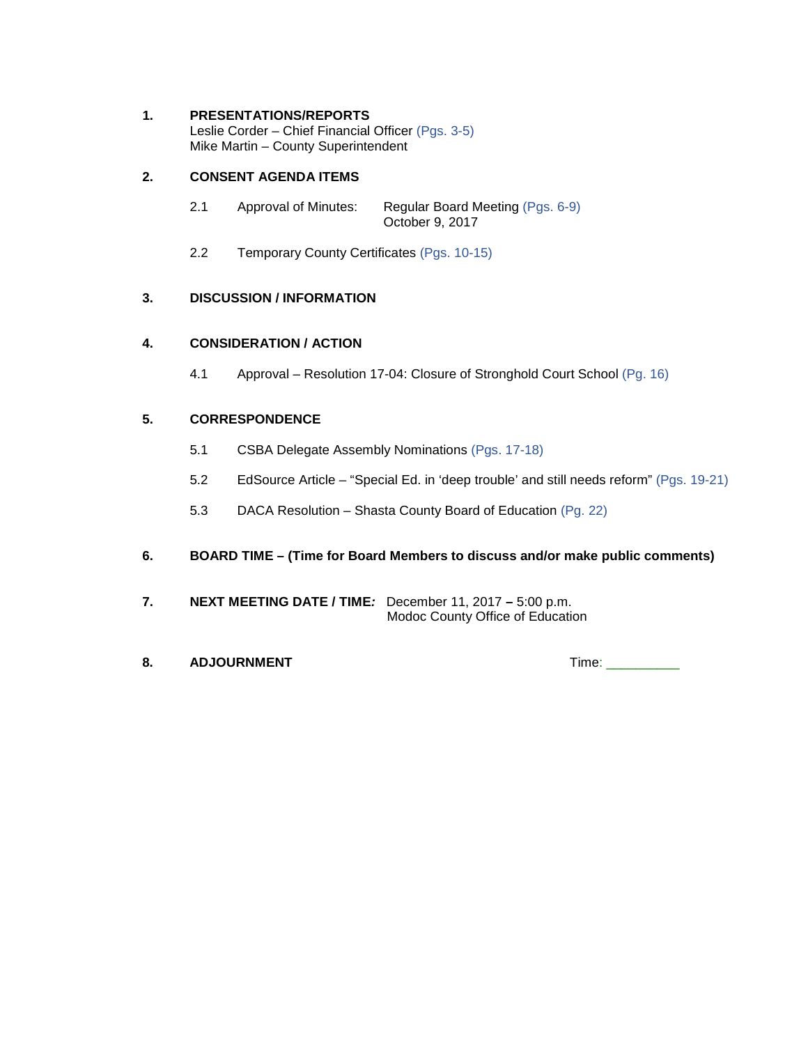**1. PRESENTATIONS/REPORTS**

Leslie Corder – Chief Financial Officer (Pgs. 3-5)
Mike Martin – County Superintendent

**2. CONSENT AGENDA ITEMS**

2.1 Approval of Minutes: Regular Board Meeting (Pgs. 6-9)
October 9, 2017

2.2 Temporary County Certificates (Pgs. 10-15)

**3. DISCUSSION / INFORMATION**

**4. CONSIDERATION / ACTION**

4.1 Approval – Resolution 17-04: Closure of Stronghold Court School (Pg. 16)

**5. CORRESPONDENCE**

5.1 CSBA Delegate Assembly Nominations (Pgs. 17-18)

5.2 EdSource Article – "Special Ed. in 'deep trouble' and still needs reform" (Pgs. 19-21)

5.3 DACA Resolution – Shasta County Board of Education (Pg. 22)

**6. BOARD TIME – (Time for Board Members to discuss and/or make public comments)**

**7. NEXT MEETING DATE / TIME:** December 11, 2017 – 5:00 p.m.
Modoc County Office of Education

**8. ADJOURNMENT** Time: __________